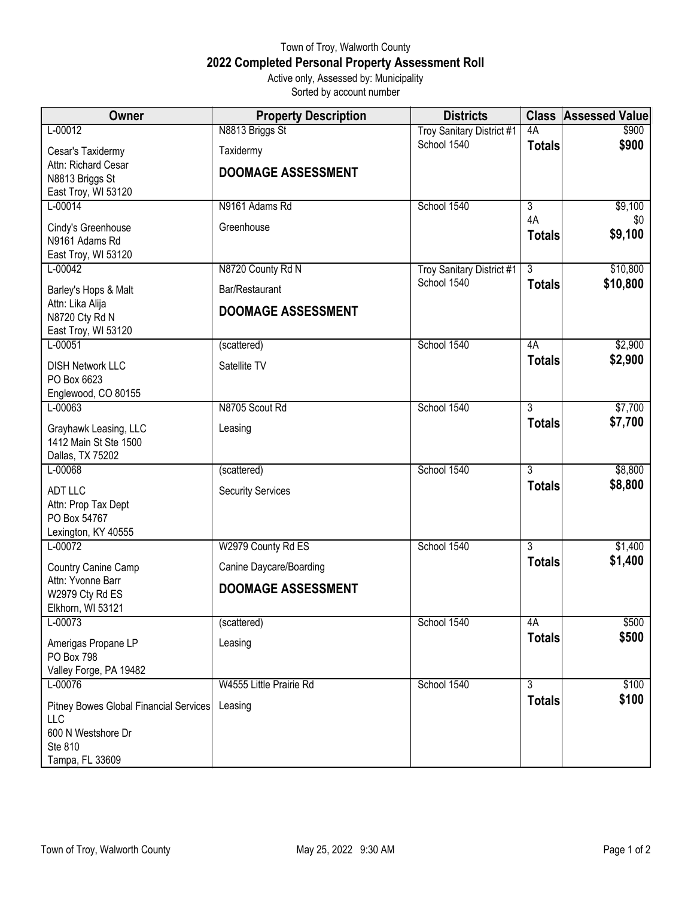Town of Troy, Walworth County

# 2022 Completed Personal Property Assessment Roll

Active only, Assessed by: Municipality

Sorted by account number

| Owner | Property Description | Districts | Class | Assessed Value |
|---|---|---|---|---|
| L-00012<br>Cesar's Taxidermy<br>Attn: Richard Cesar<br>N8813 Briggs St<br>East Troy, WI 53120 | N8813 Briggs St<br>Taxidermy<br>**DOOMAGE ASSESSMENT** | Troy Sanitary District #1<br>School 1540 | 4A<br>**Totals** | $900<br>**$900** |
| L-00014<br>Cindy's Greenhouse<br>N9161 Adams Rd<br>East Troy, WI 53120 | N9161 Adams Rd<br>Greenhouse | School 1540 | 3<br>4A<br>**Totals** | $9,100<br>$0<br>**$9,100** |
| L-00042<br>Barley's Hops & Malt<br>Attn: Lika Alija<br>N8720 Cty Rd N<br>East Troy, WI 53120 | N8720 County Rd N<br>Bar/Restaurant<br>**DOOMAGE ASSESSMENT** | Troy Sanitary District #1<br>School 1540 | 3<br>**Totals** | $10,800<br>**$10,800** |
| L-00051<br>DISH Network LLC<br>PO Box 6623<br>Englewood, CO 80155 | (scattered)<br>Satellite TV | School 1540 | 4A<br>**Totals** | $2,900<br>**$2,900** |
| L-00063<br>Grayhawk Leasing, LLC<br>1412 Main St Ste 1500<br>Dallas, TX 75202 | N8705 Scout Rd<br>Leasing | School 1540 | 3<br>**Totals** | $7,700<br>**$7,700** |
| L-00068<br>ADT LLC<br>Attn: Prop Tax Dept<br>PO Box 54767<br>Lexington, KY 40555 | (scattered)<br>Security Services | School 1540 | 3<br>**Totals** | $8,800<br>**$8,800** |
| L-00072<br>Country Canine Camp<br>Attn: Yvonne Barr<br>W2979 Cty Rd ES<br>Elkhorn, WI 53121 | W2979 County Rd ES<br>Canine Daycare/Boarding<br>**DOOMAGE ASSESSMENT** | School 1540 | 3<br>**Totals** | $1,400<br>**$1,400** |
| L-00073<br>Amerigas Propane LP<br>PO Box 798<br>Valley Forge, PA 19482 | (scattered)<br>Leasing | School 1540 | 4A<br>**Totals** | $500<br>**$500** |
| L-00076<br>Pitney Bowes Global Financial Services LLC<br>600 N Westshore Dr<br>Ste 810<br>Tampa, FL 33609 | W4555 Little Prairie Rd<br>Leasing | School 1540 | 3<br>**Totals** | $100<br>**$100** |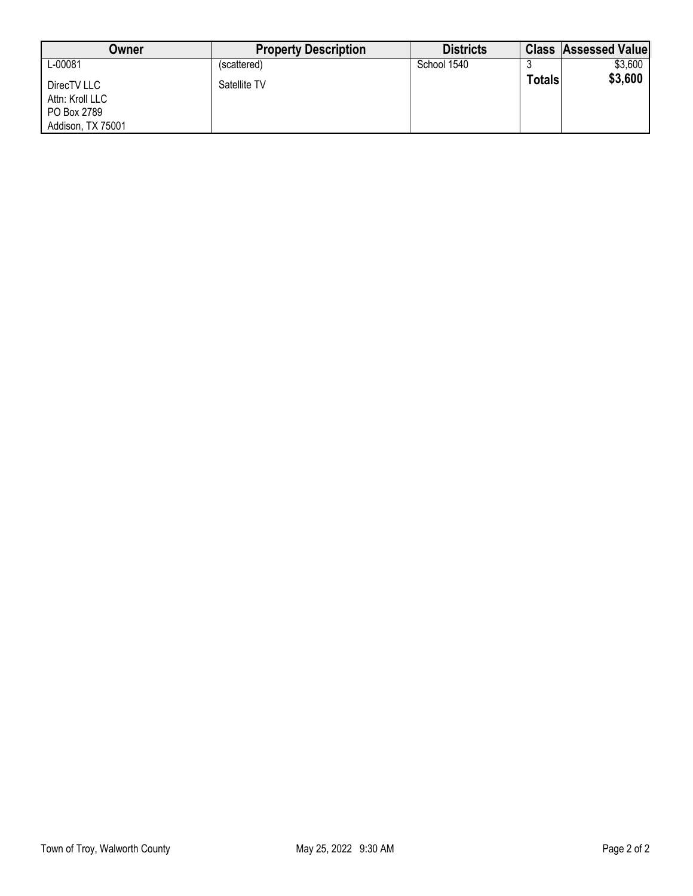| Owner | Property Description | Districts | Class | Assessed Value |
| --- | --- | --- | --- | --- |
| L-00081 | (scattered) | School 1540 | 3 | $3,600 |
| DirecTV LLC<br>Attn: Kroll LLC<br>PO Box 2789<br>Addison, TX 75001 | Satellite TV | | **Totals** | **$3,600** |